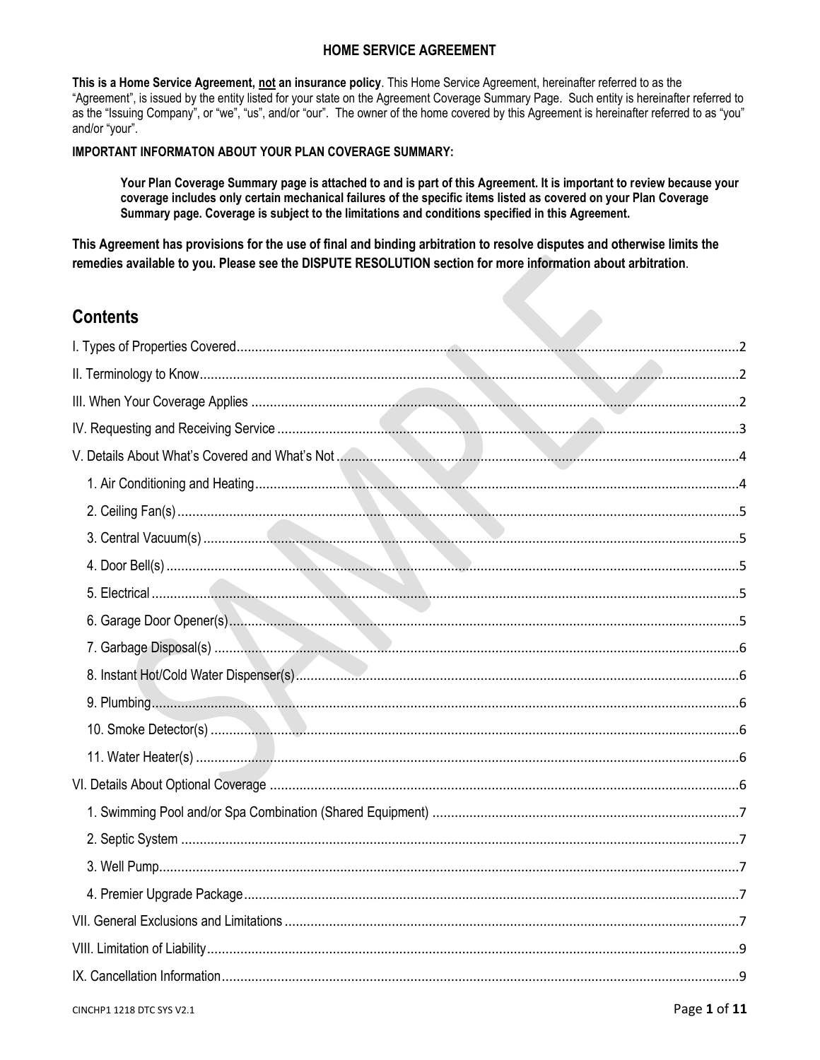# HOME SERVICE AGREEMENT

**This is a Home Service Agreement, not an insurance policy**. This Home Service Agreement, hereinafter referred to as the "Agreement", is issued by the entity listed for your state on the Agreement Coverage Summary Page. Such entity is hereinafter referred to as the "Issuing Company", or "we", "us", and/or "our". The owner of the home covered by this Agreement is hereinafter referred to as "you" and/or "your".

**IMPORTANT INFORMATON ABOUT YOUR PLAN COVERAGE SUMMARY:**

> **Your Plan Coverage Summary page is attached to and is part of this Agreement. It is important to review because your coverage includes only certain mechanical failures of the specific items listed as covered on your Plan Coverage Summary page. Coverage is subject to the limitations and conditions specified in this Agreement.**

**This Agreement has provisions for the use of final and binding arbitration to resolve disputes and otherwise limits the remedies available to you. Please see the DISPUTE RESOLUTION section for more information about arbitration**.

## Contents

- I. Types of Properties Covered ..... 2
- II. Terminology to Know ..... 2
- III. When Your Coverage Applies ..... 2
- IV. Requesting and Receiving Service ..... 3
- V. Details About What's Covered and What's Not ..... 4
  - 1. Air Conditioning and Heating ..... 4
  - 2. Ceiling Fan(s) ..... 5
  - 3. Central Vacuum(s) ..... 5
  - 4. Door Bell(s) ..... 5
  - 5. Electrical ..... 5
  - 6. Garage Door Opener(s) ..... 5
  - 7. Garbage Disposal(s) ..... 6
  - 8. Instant Hot/Cold Water Dispenser(s) ..... 6
  - 9. Plumbing ..... 6
  - 10. Smoke Detector(s) ..... 6
  - 11. Water Heater(s) ..... 6
- VI. Details About Optional Coverage ..... 6
  - 1. Swimming Pool and/or Spa Combination (Shared Equipment) ..... 7
  - 2. Septic System ..... 7
  - 3. Well Pump ..... 7
  - 4. Premier Upgrade Package ..... 7
- VII. General Exclusions and Limitations ..... 7
- VIII. Limitation of Liability ..... 9
- IX. Cancellation Information ..... 9

CINCHP1 1218 DTC SYS V2.1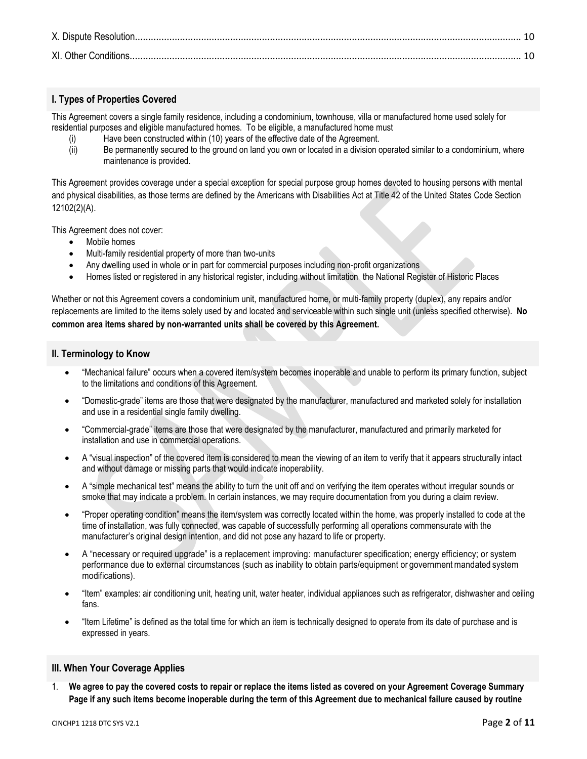X. Dispute Resolution....................................................................................................................................... 10

XI. Other Conditions.......................................................................................................................................... 10

## I. Types of Properties Covered

This Agreement covers a single family residence, including a condominium, townhouse, villa or manufactured home used solely for residential purposes and eligible manufactured homes. To be eligible, a manufactured home must

(i) Have been constructed within (10) years of the effective date of the Agreement.
(ii) Be permanently secured to the ground on land you own or located in a division operated similar to a condominium, where maintenance is provided.

This Agreement provides coverage under a special exception for special purpose group homes devoted to housing persons with mental and physical disabilities, as those terms are defined by the Americans with Disabilities Act at Title 42 of the United States Code Section 12102(2)(A).

This Agreement does not cover:

- Mobile homes
- Multi-family residential property of more than two-units
- Any dwelling used in whole or in part for commercial purposes including non-profit organizations
- Homes listed or registered in any historical register, including without limitation the National Register of Historic Places

Whether or not this Agreement covers a condominium unit, manufactured home, or multi-family property (duplex), any repairs and/or replacements are limited to the items solely used by and located and serviceable within such single unit (unless specified otherwise). **No common area items shared by non-warranted units shall be covered by this Agreement.**

## II. Terminology to Know

- "Mechanical failure" occurs when a covered item/system becomes inoperable and unable to perform its primary function, subject to the limitations and conditions of this Agreement.
- "Domestic-grade" items are those that were designated by the manufacturer, manufactured and marketed solely for installation and use in a residential single family dwelling.
- "Commercial-grade" items are those that were designated by the manufacturer, manufactured and primarily marketed for installation and use in commercial operations.
- A "visual inspection" of the covered item is considered to mean the viewing of an item to verify that it appears structurally intact and without damage or missing parts that would indicate inoperability.
- A "simple mechanical test" means the ability to turn the unit off and on verifying the item operates without irregular sounds or smoke that may indicate a problem. In certain instances, we may require documentation from you during a claim review.
- "Proper operating condition" means the item/system was correctly located within the home, was properly installed to code at the time of installation, was fully connected, was capable of successfully performing all operations commensurate with the manufacturer's original design intention, and did not pose any hazard to life or property.
- A "necessary or required upgrade" is a replacement improving: manufacturer specification; energy efficiency; or system performance due to external circumstances (such as inability to obtain parts/equipment or government mandated system modifications).
- "Item" examples: air conditioning unit, heating unit, water heater, individual appliances such as refrigerator, dishwasher and ceiling fans.
- "Item Lifetime" is defined as the total time for which an item is technically designed to operate from its date of purchase and is expressed in years.

## III. When Your Coverage Applies

1. **We agree to pay the covered costs to repair or replace the items listed as covered on your Agreement Coverage Summary Page if any such items become inoperable during the term of this Agreement due to mechanical failure caused by routine**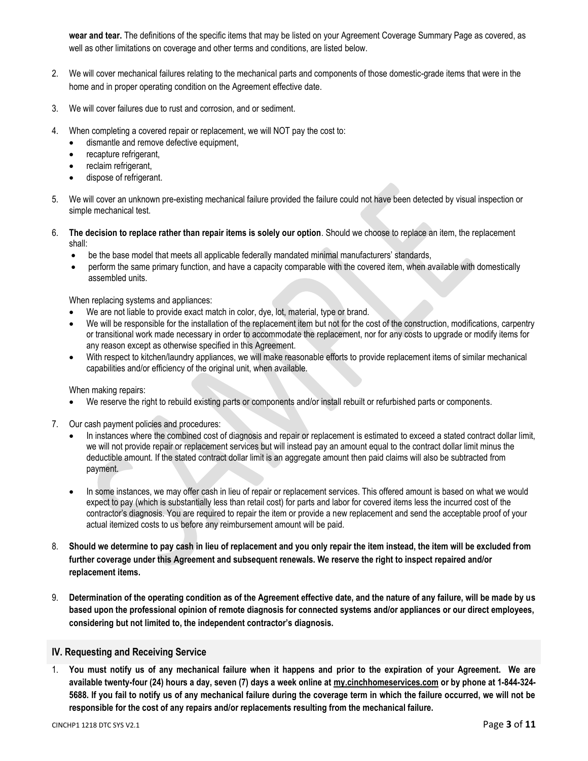**wear and tear.** The definitions of the specific items that may be listed on your Agreement Coverage Summary Page as covered, as well as other limitations on coverage and other terms and conditions, are listed below.

2. We will cover mechanical failures relating to the mechanical parts and components of those domestic-grade items that were in the home and in proper operating condition on the Agreement effective date.

3. We will cover failures due to rust and corrosion, and or sediment.

4. When completing a covered repair or replacement, we will NOT pay the cost to:
   - dismantle and remove defective equipment,
   - recapture refrigerant,
   - reclaim refrigerant,
   - dispose of refrigerant.

5. We will cover an unknown pre-existing mechanical failure provided the failure could not have been detected by visual inspection or simple mechanical test.

6. **The decision to replace rather than repair items is solely our option**. Should we choose to replace an item, the replacement shall:
   - be the base model that meets all applicable federally mandated minimal manufacturers' standards,
   - perform the same primary function, and have a capacity comparable with the covered item, when available with domestically assembled units.

   When replacing systems and appliances:
   - We are not liable to provide exact match in color, dye, lot, material, type or brand.
   - We will be responsible for the installation of the replacement item but not for the cost of the construction, modifications, carpentry or transitional work made necessary in order to accommodate the replacement, nor for any costs to upgrade or modify items for any reason except as otherwise specified in this Agreement.
   - With respect to kitchen/laundry appliances, we will make reasonable efforts to provide replacement items of similar mechanical capabilities and/or efficiency of the original unit, when available.

   When making repairs:
   - We reserve the right to rebuild existing parts or components and/or install rebuilt or refurbished parts or components.

7. Our cash payment policies and procedures:
   - In instances where the combined cost of diagnosis and repair or replacement is estimated to exceed a stated contract dollar limit, we will not provide repair or replacement services but will instead pay an amount equal to the contract dollar limit minus the deductible amount. If the stated contract dollar limit is an aggregate amount then paid claims will also be subtracted from payment.
   - In some instances, we may offer cash in lieu of repair or replacement services. This offered amount is based on what we would expect to pay (which is substantially less than retail cost) for parts and labor for covered items less the incurred cost of the contractor's diagnosis. You are required to repair the item or provide a new replacement and send the acceptable proof of your actual itemized costs to us before any reimbursement amount will be paid.

8. **Should we determine to pay cash in lieu of replacement and you only repair the item instead, the item will be excluded from further coverage under this Agreement and subsequent renewals. We reserve the right to inspect repaired and/or replacement items.**

9. **Determination of the operating condition as of the Agreement effective date, and the nature of any failure, will be made by us based upon the professional opinion of remote diagnosis for connected systems and/or appliances or our direct employees, considering but not limited to, the independent contractor's diagnosis.**

## IV. Requesting and Receiving Service

1. **You must notify us of any mechanical failure when it happens and prior to the expiration of your Agreement. We are available twenty-four (24) hours a day, seven (7) days a week online at my.cinchhomeservices.com or by phone at 1-844-324-5688. If you fail to notify us of any mechanical failure during the coverage term in which the failure occurred, we will not be responsible for the cost of any repairs and/or replacements resulting from the mechanical failure.**

CINCHP1 1218 DTC SYS V2.1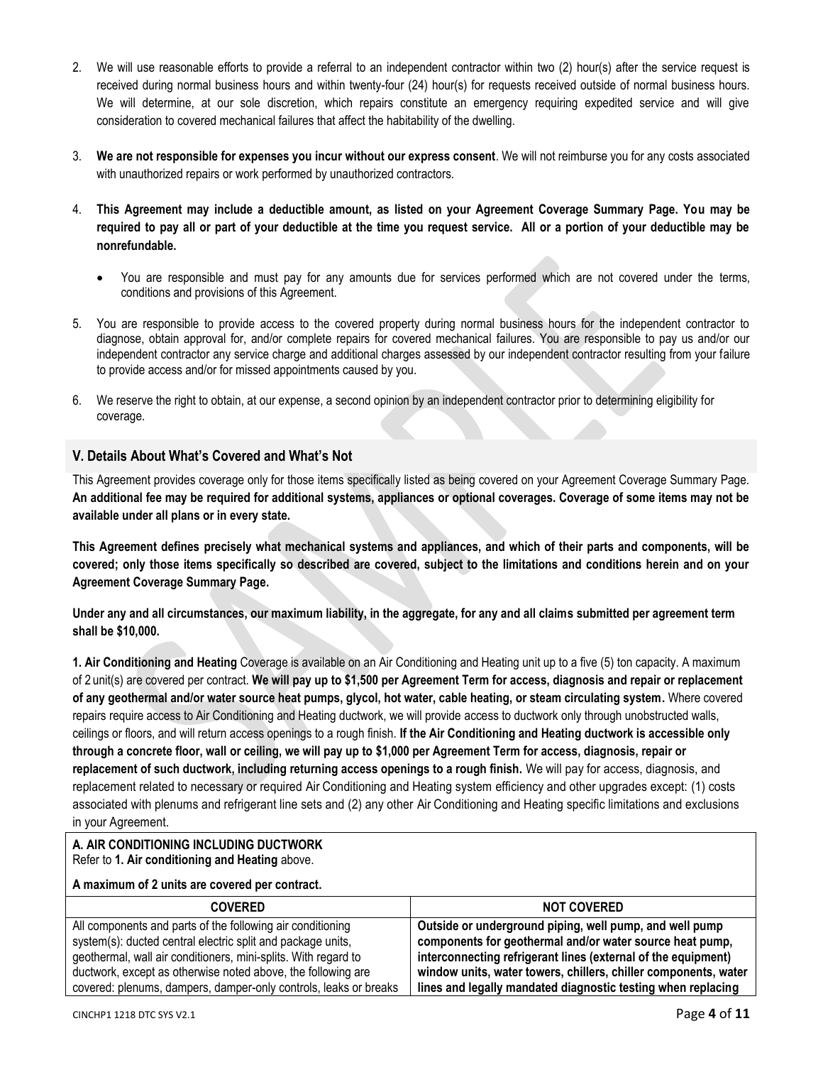2. We will use reasonable efforts to provide a referral to an independent contractor within two (2) hour(s) after the service request is received during normal business hours and within twenty-four (24) hour(s) for requests received outside of normal business hours. We will determine, at our sole discretion, which repairs constitute an emergency requiring expedited service and will give consideration to covered mechanical failures that affect the habitability of the dwelling.

3. **We are not responsible for expenses you incur without our express consent**. We will not reimburse you for any costs associated with unauthorized repairs or work performed by unauthorized contractors.

4. **This Agreement may include a deductible amount, as listed on your Agreement Coverage Summary Page. You may be required to pay all or part of your deductible at the time you request service. All or a portion of your deductible may be nonrefundable.**

   - You are responsible and must pay for any amounts due for services performed which are not covered under the terms, conditions and provisions of this Agreement.

5. You are responsible to provide access to the covered property during normal business hours for the independent contractor to diagnose, obtain approval for, and/or complete repairs for covered mechanical failures. You are responsible to pay us and/or our independent contractor any service charge and additional charges assessed by our independent contractor resulting from your failure to provide access and/or for missed appointments caused by you.

6. We reserve the right to obtain, at our expense, a second opinion by an independent contractor prior to determining eligibility for coverage.

## V. Details About What's Covered and What's Not

This Agreement provides coverage only for those items specifically listed as being covered on your Agreement Coverage Summary Page. **An additional fee may be required for additional systems, appliances or optional coverages. Coverage of some items may not be available under all plans or in every state.**

**This Agreement defines precisely what mechanical systems and appliances, and which of their parts and components, will be covered; only those items specifically so described are covered, subject to the limitations and conditions herein and on your Agreement Coverage Summary Page.**

**Under any and all circumstances, our maximum liability, in the aggregate, for any and all claims submitted per agreement term shall be $10,000.**

**1. Air Conditioning and Heating** Coverage is available on an Air Conditioning and Heating unit up to a five (5) ton capacity. A maximum of 2 unit(s) are covered per contract. **We will pay up to $1,500 per Agreement Term for access, diagnosis and repair or replacement of any geothermal and/or water source heat pumps, glycol, hot water, cable heating, or steam circulating system.** Where covered repairs require access to Air Conditioning and Heating ductwork, we will provide access to ductwork only through unobstructed walls, ceilings or floors, and will return access openings to a rough finish. **If the Air Conditioning and Heating ductwork is accessible only through a concrete floor, wall or ceiling, we will pay up to $1,000 per Agreement Term for access, diagnosis, repair or replacement of such ductwork, including returning access openings to a rough finish.** We will pay for access, diagnosis, and replacement related to necessary or required Air Conditioning and Heating system efficiency and other upgrades except: (1) costs associated with plenums and refrigerant line sets and (2) any other Air Conditioning and Heating specific limitations and exclusions in your Agreement.

**A. AIR CONDITIONING INCLUDING DUCTWORK**
Refer to **1. Air conditioning and Heating** above.

**A maximum of 2 units are covered per contract.**

| COVERED | NOT COVERED |
|---|---|
| All components and parts of the following air conditioning system(s): ducted central electric split and package units, geothermal, wall air conditioners, mini-splits. With regard to ductwork, except as otherwise noted above, the following are covered: plenums, dampers, damper-only controls, leaks or breaks | **Outside or underground piping, well pump, and well pump components for geothermal and/or water source heat pump, interconnecting refrigerant lines (external of the equipment) window units, water towers, chillers, chiller components, water lines and legally mandated diagnostic testing when replacing** |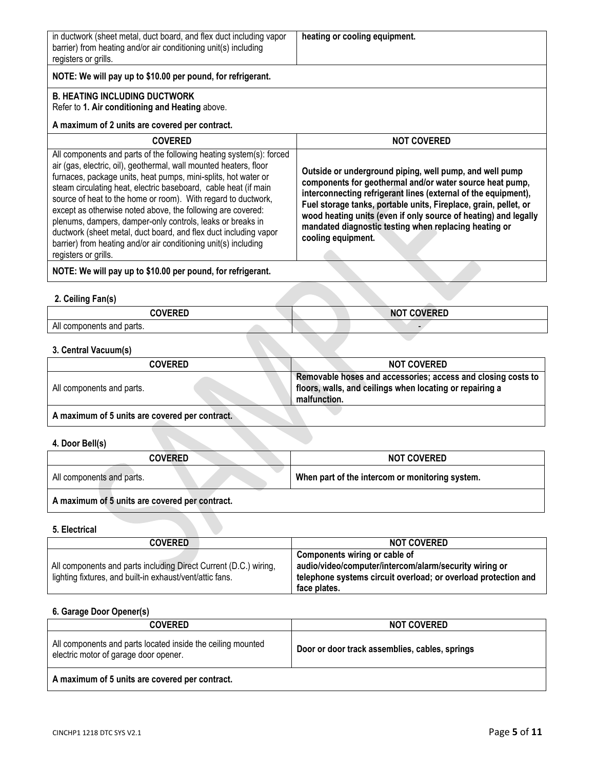| | |
|---|---|
| in ductwork (sheet metal, duct board, and flex duct including vapor barrier) from heating and/or air conditioning unit(s) including registers or grills. | **heating or cooling equipment.** |
| **NOTE: We will pay up to $10.00 per pound, for refrigerant.** | |

**B. HEATING INCLUDING DUCTWORK**
Refer to **1. Air conditioning and Heating** above.

**A maximum of 2 units are covered per contract.**

| COVERED | NOT COVERED |
|---|---|
| All components and parts of the following heating system(s): forced air (gas, electric, oil), geothermal, wall mounted heaters, floor furnaces, package units, heat pumps, mini-splits, hot water or steam circulating heat, electric baseboard, cable heat (if main source of heat to the home or room). With regard to ductwork, except as otherwise noted above, the following are covered: plenums, dampers, damper-only controls, leaks or breaks in ductwork (sheet metal, duct board, and flex duct including vapor barrier) from heating and/or air conditioning unit(s) including registers or grills. | **Outside or underground piping, well pump, and well pump components for geothermal and/or water source heat pump, interconnecting refrigerant lines (external of the equipment), Fuel storage tanks, portable units, Fireplace, grain, pellet, or wood heating units (even if only source of heating) and legally mandated diagnostic testing when replacing heating or cooling equipment.** |
| **NOTE: We will pay up to $10.00 per pound, for refrigerant.** | |

**2. Ceiling Fan(s)**

| COVERED | NOT COVERED |
|---|---|
| All components and parts. | - |

**3. Central Vacuum(s)**

| COVERED | NOT COVERED |
|---|---|
| All components and parts. | **Removable hoses and accessories; access and closing costs to floors, walls, and ceilings when locating or repairing a malfunction.** |
| **A maximum of 5 units are covered per contract.** | |

**4. Door Bell(s)**

| COVERED | NOT COVERED |
|---|---|
| All components and parts. | **When part of the intercom or monitoring system.** |
| **A maximum of 5 units are covered per contract.** | |

**5. Electrical**

| COVERED | NOT COVERED |
|---|---|
| All components and parts including Direct Current (D.C.) wiring, lighting fixtures, and built-in exhaust/vent/attic fans. | **Components wiring or cable of audio/video/computer/intercom/alarm/security wiring or telephone systems circuit overload; or overload protection and face plates.** |

**6. Garage Door Opener(s)**

| COVERED | NOT COVERED |
|---|---|
| All components and parts located inside the ceiling mounted electric motor of garage door opener. | **Door or door track assemblies, cables, springs** |
| **A maximum of 5 units are covered per contract.** | |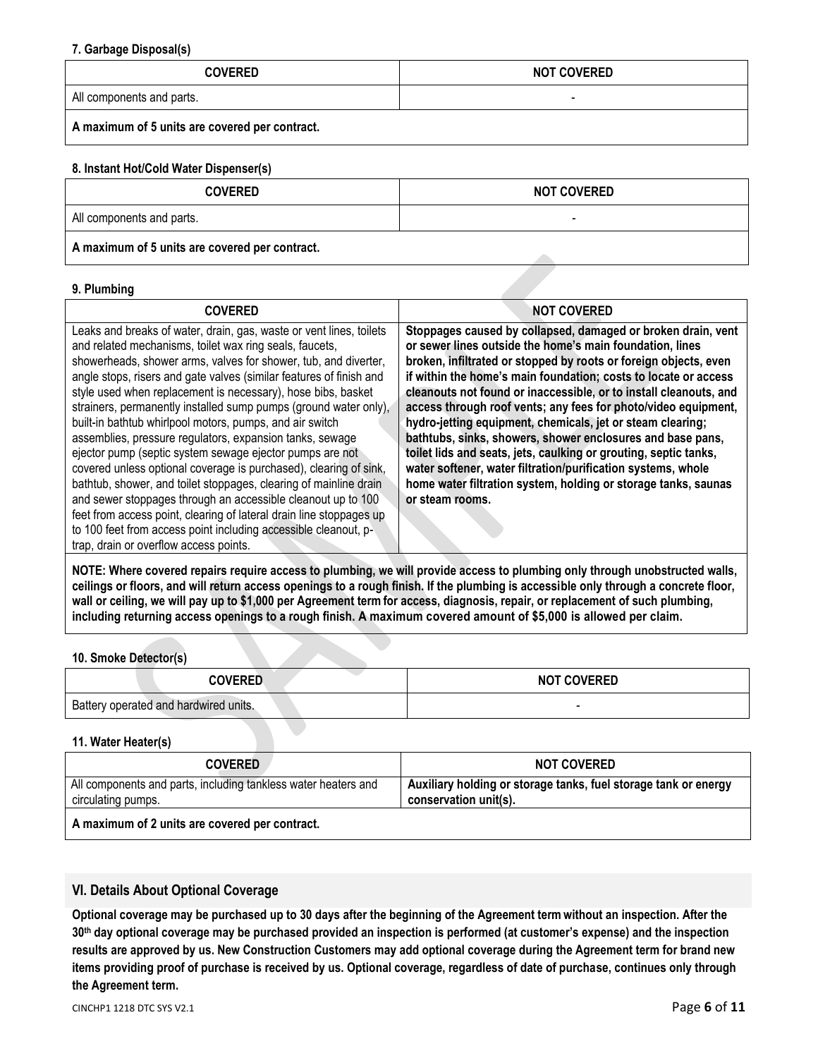#### 7. Garbage Disposal(s)

| COVERED | NOT COVERED |
|---|---|
| All components and parts. | - |
| **A maximum of 5 units are covered per contract.** | |

#### 8. Instant Hot/Cold Water Dispenser(s)

| COVERED | NOT COVERED |
|---|---|
| All components and parts. | - |
| **A maximum of 5 units are covered per contract.** | |

#### 9. Plumbing

| COVERED | NOT COVERED |
|---|---|
| Leaks and breaks of water, drain, gas, waste or vent lines, toilets and related mechanisms, toilet wax ring seals, faucets, showerheads, shower arms, valves for shower, tub, and diverter, angle stops, risers and gate valves (similar features of finish and style used when replacement is necessary), hose bibs, basket strainers, permanently installed sump pumps (ground water only), built-in bathtub whirlpool motors, pumps, and air switch assemblies, pressure regulators, expansion tanks, sewage ejector pump (septic system sewage ejector pumps are not covered unless optional coverage is purchased), clearing of sink, bathtub, shower, and toilet stoppages, clearing of mainline drain and sewer stoppages through an accessible cleanout up to 100 feet from access point, clearing of lateral drain line stoppages up to 100 feet from access point including accessible cleanout, p-trap, drain or overflow access points. | **Stoppages caused by collapsed, damaged or broken drain, vent or sewer lines outside the home's main foundation, lines broken, infiltrated or stopped by roots or foreign objects, even if within the home's main foundation; costs to locate or access cleanouts not found or inaccessible, or to install cleanouts, and access through roof vents; any fees for photo/video equipment, hydro-jetting equipment, chemicals, jet or steam clearing; bathtubs, sinks, showers, shower enclosures and base pans, toilet lids and seats, jets, caulking or grouting, septic tanks, water softener, water filtration/purification systems, whole home water filtration system, holding or storage tanks, saunas or steam rooms.** |
| **NOTE: Where covered repairs require access to plumbing, we will provide access to plumbing only through unobstructed walls, ceilings or floors, and will return access openings to a rough finish. If the plumbing is accessible only through a concrete floor, wall or ceiling, we will pay up to $1,000 per Agreement term for access, diagnosis, repair, or replacement of such plumbing, including returning access openings to a rough finish. A maximum covered amount of $5,000 is allowed per claim.** | |

#### 10. Smoke Detector(s)

| COVERED | NOT COVERED |
|---|---|
| Battery operated and hardwired units. | - |

#### 11. Water Heater(s)

| COVERED | NOT COVERED |
|---|---|
| All components and parts, including tankless water heaters and circulating pumps. | **Auxiliary holding or storage tanks, fuel storage tank or energy conservation unit(s).** |
| **A maximum of 2 units are covered per contract.** | |

## VI. Details About Optional Coverage

**Optional coverage may be purchased up to 30 days after the beginning of the Agreement term without an inspection. After the 30th day optional coverage may be purchased provided an inspection is performed (at customer's expense) and the inspection results are approved by us. New Construction Customers may add optional coverage during the Agreement term for brand new items providing proof of purchase is received by us. Optional coverage, regardless of date of purchase, continues only through the Agreement term.**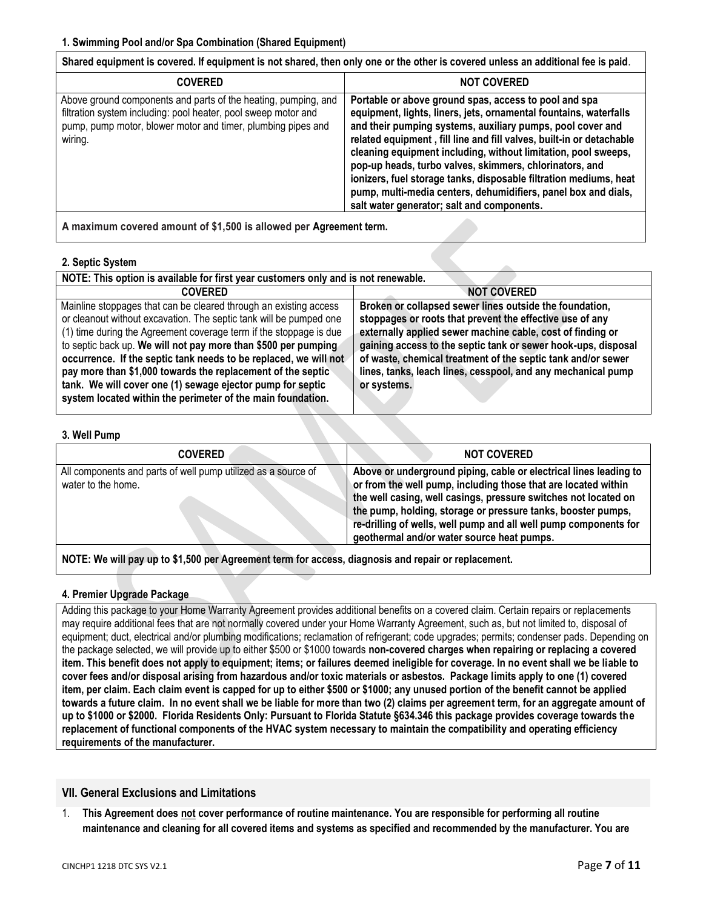#### 1. Swimming Pool and/or Spa Combination (Shared Equipment)

**Shared equipment is covered. If equipment is not shared, then only one or the other is covered unless an additional fee is paid**.

| COVERED | NOT COVERED |
|---|---|
| Above ground components and parts of the heating, pumping, and filtration system including: pool heater, pool sweep motor and pump, pump motor, blower motor and timer, plumbing pipes and wiring. | **Portable or above ground spas, access to pool and spa equipment, lights, liners, jets, ornamental fountains, waterfalls and their pumping systems, auxiliary pumps, pool cover and related equipment , fill line and fill valves, built-in or detachable cleaning equipment including, without limitation, pool sweeps, pop-up heads, turbo valves, skimmers, chlorinators, and ionizers, fuel storage tanks, disposable filtration mediums, heat pump, multi-media centers, dehumidifiers, panel box and dials, salt water generator; salt and components.** |

**A maximum covered amount of $1,500 is allowed per Agreement term.**

#### 2. Septic System

**NOTE: This option is available for first year customers only and is not renewable.**

| COVERED | NOT COVERED |
|---|---|
| Mainline stoppages that can be cleared through an existing access or cleanout without excavation. The septic tank will be pumped one (1) time during the Agreement coverage term if the stoppage is due to septic back up. **We will not pay more than $500 per pumping occurrence. If the septic tank needs to be replaced, we will not pay more than $1,000 towards the replacement of the septic tank. We will cover one (1) sewage ejector pump for septic system located within the perimeter of the main foundation.** | **Broken or collapsed sewer lines outside the foundation, stoppages or roots that prevent the effective use of any externally applied sewer machine cable, cost of finding or gaining access to the septic tank or sewer hook-ups, disposal of waste, chemical treatment of the septic tank and/or sewer lines, tanks, leach lines, cesspool, and any mechanical pump or systems.** |

#### 3. Well Pump

| COVERED | NOT COVERED |
|---|---|
| All components and parts of well pump utilized as a source of water to the home. | **Above or underground piping, cable or electrical lines leading to or from the well pump, including those that are located within the well casing, well casings, pressure switches not located on the pump, holding, storage or pressure tanks, booster pumps, re-drilling of wells, well pump and all well pump components for geothermal and/or water source heat pumps.** |

**NOTE: We will pay up to $1,500 per Agreement term for access, diagnosis and repair or replacement.**

#### 4. Premier Upgrade Package

Adding this package to your Home Warranty Agreement provides additional benefits on a covered claim. Certain repairs or replacements may require additional fees that are not normally covered under your Home Warranty Agreement, such as, but not limited to, disposal of equipment; duct, electrical and/or plumbing modifications; reclamation of refrigerant; code upgrades; permits; condenser pads. Depending on the package selected, we will provide up to either $500 or $1000 towards **non-covered charges when repairing or replacing a covered item. This benefit does not apply to equipment; items; or failures deemed ineligible for coverage. In no event shall we be liable to cover fees and/or disposal arising from hazardous and/or toxic materials or asbestos. Package limits apply to one (1) covered item, per claim. Each claim event is capped for up to either $500 or $1000; any unused portion of the benefit cannot be applied towards a future claim. In no event shall we be liable for more than two (2) claims per agreement term, for an aggregate amount of up to $1000 or $2000. Florida Residents Only: Pursuant to Florida Statute §634.346 this package provides coverage towards the replacement of functional components of the HVAC system necessary to maintain the compatibility and operating efficiency requirements of the manufacturer.**

## VII. General Exclusions and Limitations

1. **This Agreement does not cover performance of routine maintenance. You are responsible for performing all routine maintenance and cleaning for all covered items and systems as specified and recommended by the manufacturer. You are**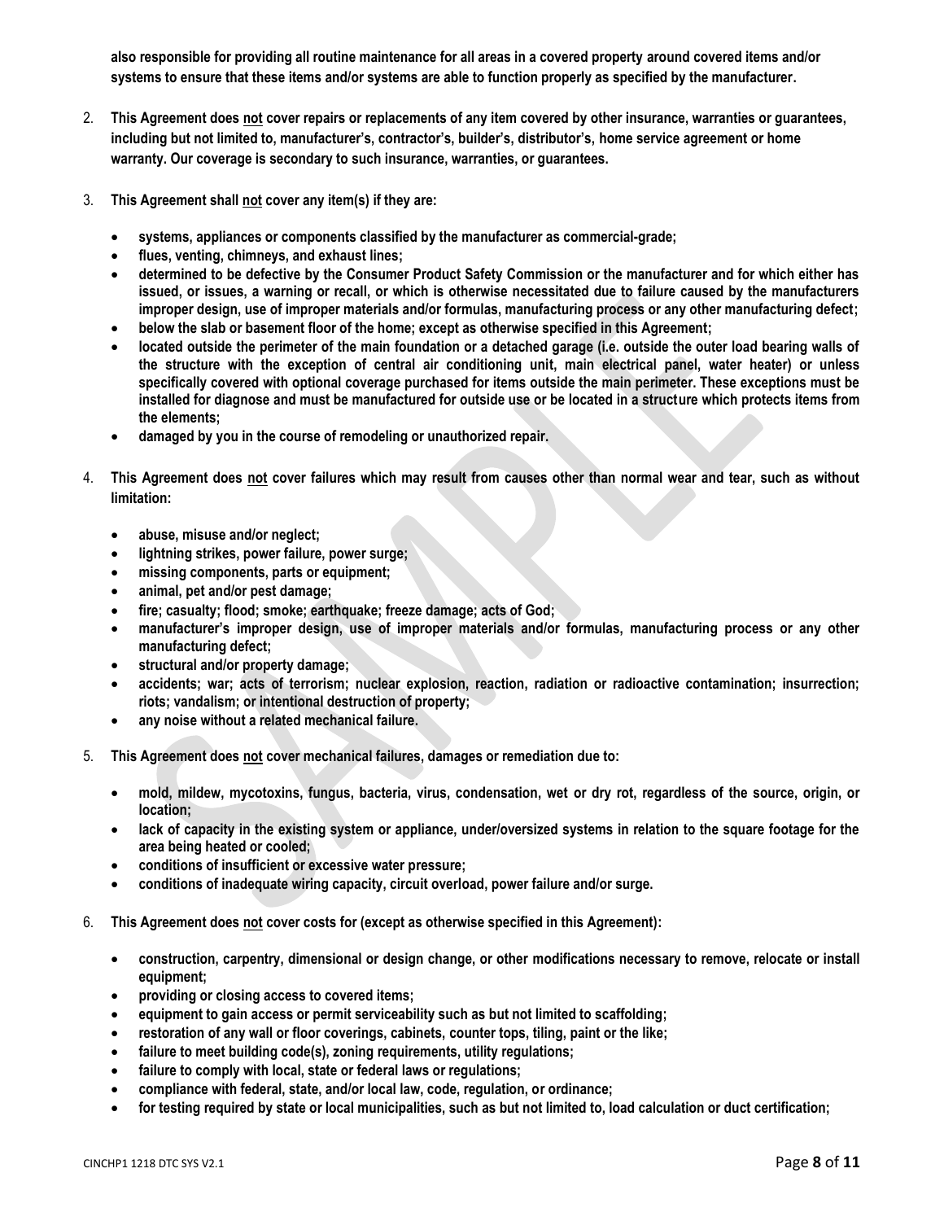**also responsible for providing all routine maintenance for all areas in a covered property around covered items and/or systems to ensure that these items and/or systems are able to function properly as specified by the manufacturer.**

2. **This Agreement does not cover repairs or replacements of any item covered by other insurance, warranties or guarantees, including but not limited to, manufacturer's, contractor's, builder's, distributor's, home service agreement or home warranty. Our coverage is secondary to such insurance, warranties, or guarantees.**

3. **This Agreement shall not cover any item(s) if they are:**
   - **systems, appliances or components classified by the manufacturer as commercial-grade;**
   - **flues, venting, chimneys, and exhaust lines;**
   - **determined to be defective by the Consumer Product Safety Commission or the manufacturer and for which either has issued, or issues, a warning or recall, or which is otherwise necessitated due to failure caused by the manufacturers improper design, use of improper materials and/or formulas, manufacturing process or any other manufacturing defect;**
   - **below the slab or basement floor of the home; except as otherwise specified in this Agreement;**
   - **located outside the perimeter of the main foundation or a detached garage (i.e. outside the outer load bearing walls of the structure with the exception of central air conditioning unit, main electrical panel, water heater) or unless specifically covered with optional coverage purchased for items outside the main perimeter. These exceptions must be installed for diagnose and must be manufactured for outside use or be located in a structure which protects items from the elements;**
   - **damaged by you in the course of remodeling or unauthorized repair.**

4. **This Agreement does not cover failures which may result from causes other than normal wear and tear, such as without limitation:**
   - **abuse, misuse and/or neglect;**
   - **lightning strikes, power failure, power surge;**
   - **missing components, parts or equipment;**
   - **animal, pet and/or pest damage;**
   - **fire; casualty; flood; smoke; earthquake; freeze damage; acts of God;**
   - **manufacturer's improper design, use of improper materials and/or formulas, manufacturing process or any other manufacturing defect;**
   - **structural and/or property damage;**
   - **accidents; war; acts of terrorism; nuclear explosion, reaction, radiation or radioactive contamination; insurrection; riots; vandalism; or intentional destruction of property;**
   - **any noise without a related mechanical failure.**

5. **This Agreement does not cover mechanical failures, damages or remediation due to:**
   - **mold, mildew, mycotoxins, fungus, bacteria, virus, condensation, wet or dry rot, regardless of the source, origin, or location;**
   - **lack of capacity in the existing system or appliance, under/oversized systems in relation to the square footage for the area being heated or cooled;**
   - **conditions of insufficient or excessive water pressure;**
   - **conditions of inadequate wiring capacity, circuit overload, power failure and/or surge.**

6. **This Agreement does not cover costs for (except as otherwise specified in this Agreement):**
   - **construction, carpentry, dimensional or design change, or other modifications necessary to remove, relocate or install equipment;**
   - **providing or closing access to covered items;**
   - **equipment to gain access or permit serviceability such as but not limited to scaffolding;**
   - **restoration of any wall or floor coverings, cabinets, counter tops, tiling, paint or the like;**
   - **failure to meet building code(s), zoning requirements, utility regulations;**
   - **failure to comply with local, state or federal laws or regulations;**
   - **compliance with federal, state, and/or local law, code, regulation, or ordinance;**
   - **for testing required by state or local municipalities, such as but not limited to, load calculation or duct certification;**

CINCHP1 1218 DTC SYS V2.1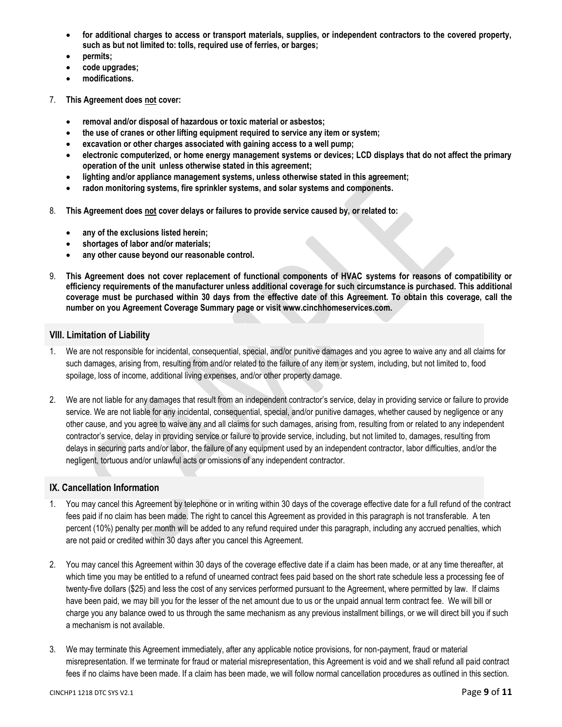- **for additional charges to access or transport materials, supplies, or independent contractors to the covered property, such as but not limited to: tolls, required use of ferries, or barges;**
- **permits;**
- **code upgrades;**
- **modifications.**

7. **This Agreement does <u>not</u> cover:**

   - **removal and/or disposal of hazardous or toxic material or asbestos;**
   - **the use of cranes or other lifting equipment required to service any item or system;**
   - **excavation or other charges associated with gaining access to a well pump;**
   - **electronic computerized, or home energy management systems or devices; LCD displays that do not affect the primary operation of the unit unless otherwise stated in this agreement;**
   - **lighting and/or appliance management systems, unless otherwise stated in this agreement;**
   - **radon monitoring systems, fire sprinkler systems, and solar systems and components.**

8. **This Agreement does <u>not</u> cover delays or failures to provide service caused by, or related to:**

   - **any of the exclusions listed herein;**
   - **shortages of labor and/or materials;**
   - **any other cause beyond our reasonable control.**

9. **This Agreement does not cover replacement of functional components of HVAC systems for reasons of compatibility or efficiency requirements of the manufacturer unless additional coverage for such circumstance is purchased. This additional coverage must be purchased within 30 days from the effective date of this Agreement. To obtain this coverage, call the number on you Agreement Coverage Summary page or visit www.cinchhomeservices.com.**

## VIII. Limitation of Liability

1. We are not responsible for incidental, consequential, special, and/or punitive damages and you agree to waive any and all claims for such damages, arising from, resulting from and/or related to the failure of any item or system, including, but not limited to, food spoilage, loss of income, additional living expenses, and/or other property damage.

2. We are not liable for any damages that result from an independent contractor's service, delay in providing service or failure to provide service. We are not liable for any incidental, consequential, special, and/or punitive damages, whether caused by negligence or any other cause, and you agree to waive any and all claims for such damages, arising from, resulting from or related to any independent contractor's service, delay in providing service or failure to provide service, including, but not limited to, damages, resulting from delays in securing parts and/or labor, the failure of any equipment used by an independent contractor, labor difficulties, and/or the negligent, tortuous and/or unlawful acts or omissions of any independent contractor.

## IX. Cancellation Information

1. You may cancel this Agreement by telephone or in writing within 30 days of the coverage effective date for a full refund of the contract fees paid if no claim has been made. The right to cancel this Agreement as provided in this paragraph is not transferable. A ten percent (10%) penalty per month will be added to any refund required under this paragraph, including any accrued penalties, which are not paid or credited within 30 days after you cancel this Agreement.

2. You may cancel this Agreement within 30 days of the coverage effective date if a claim has been made, or at any time thereafter, at which time you may be entitled to a refund of unearned contract fees paid based on the short rate schedule less a processing fee of twenty-five dollars ($25) and less the cost of any services performed pursuant to the Agreement, where permitted by law. If claims have been paid, we may bill you for the lesser of the net amount due to us or the unpaid annual term contract fee. We will bill or charge you any balance owed to us through the same mechanism as any previous installment billings, or we will direct bill you if such a mechanism is not available.

3. We may terminate this Agreement immediately, after any applicable notice provisions, for non-payment, fraud or material misrepresentation. If we terminate for fraud or material misrepresentation, this Agreement is void and we shall refund all paid contract fees if no claims have been made. If a claim has been made, we will follow normal cancellation procedures as outlined in this section.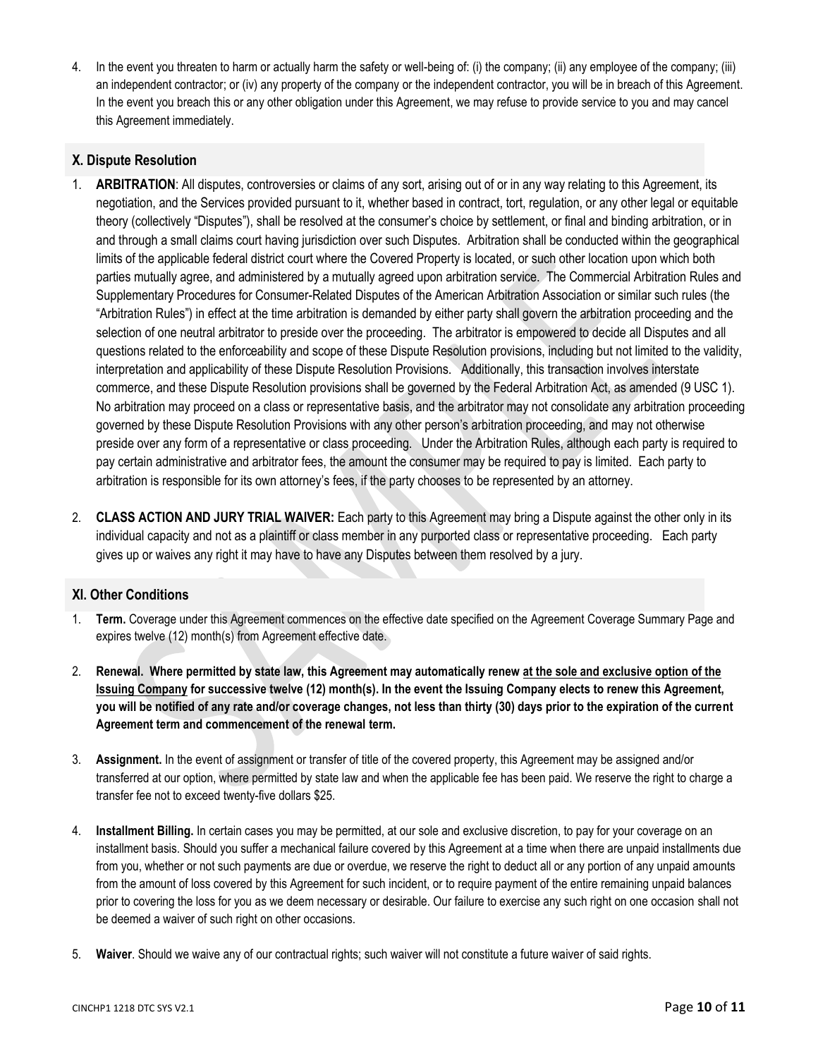4. In the event you threaten to harm or actually harm the safety or well-being of: (i) the company; (ii) any employee of the company; (iii) an independent contractor; or (iv) any property of the company or the independent contractor, you will be in breach of this Agreement. In the event you breach this or any other obligation under this Agreement, we may refuse to provide service to you and may cancel this Agreement immediately.

## X. Dispute Resolution

1. **ARBITRATION**: All disputes, controversies or claims of any sort, arising out of or in any way relating to this Agreement, its negotiation, and the Services provided pursuant to it, whether based in contract, tort, regulation, or any other legal or equitable theory (collectively "Disputes"), shall be resolved at the consumer's choice by settlement, or final and binding arbitration, or in and through a small claims court having jurisdiction over such Disputes. Arbitration shall be conducted within the geographical limits of the applicable federal district court where the Covered Property is located, or such other location upon which both parties mutually agree, and administered by a mutually agreed upon arbitration service. The Commercial Arbitration Rules and Supplementary Procedures for Consumer-Related Disputes of the American Arbitration Association or similar such rules (the "Arbitration Rules") in effect at the time arbitration is demanded by either party shall govern the arbitration proceeding and the selection of one neutral arbitrator to preside over the proceeding. The arbitrator is empowered to decide all Disputes and all questions related to the enforceability and scope of these Dispute Resolution provisions, including but not limited to the validity, interpretation and applicability of these Dispute Resolution Provisions. Additionally, this transaction involves interstate commerce, and these Dispute Resolution provisions shall be governed by the Federal Arbitration Act, as amended (9 USC 1). No arbitration may proceed on a class or representative basis, and the arbitrator may not consolidate any arbitration proceeding governed by these Dispute Resolution Provisions with any other person's arbitration proceeding, and may not otherwise preside over any form of a representative or class proceeding. Under the Arbitration Rules, although each party is required to pay certain administrative and arbitrator fees, the amount the consumer may be required to pay is limited. Each party to arbitration is responsible for its own attorney's fees, if the party chooses to be represented by an attorney.

2. **CLASS ACTION AND JURY TRIAL WAIVER:** Each party to this Agreement may bring a Dispute against the other only in its individual capacity and not as a plaintiff or class member in any purported class or representative proceeding. Each party gives up or waives any right it may have to have any Disputes between them resolved by a jury.

## XI. Other Conditions

1. **Term.** Coverage under this Agreement commences on the effective date specified on the Agreement Coverage Summary Page and expires twelve (12) month(s) from Agreement effective date.

2. **Renewal. Where permitted by state law, this Agreement may automatically renew <u>at the sole and exclusive option of the Issuing Company</u> for successive twelve (12) month(s). In the event the Issuing Company elects to renew this Agreement, you will be notified of any rate and/or coverage changes, not less than thirty (30) days prior to the expiration of the current Agreement term and commencement of the renewal term.**

3. **Assignment.** In the event of assignment or transfer of title of the covered property, this Agreement may be assigned and/or transferred at our option, where permitted by state law and when the applicable fee has been paid. We reserve the right to charge a transfer fee not to exceed twenty-five dollars $25.

4. **Installment Billing.** In certain cases you may be permitted, at our sole and exclusive discretion, to pay for your coverage on an installment basis. Should you suffer a mechanical failure covered by this Agreement at a time when there are unpaid installments due from you, whether or not such payments are due or overdue, we reserve the right to deduct all or any portion of any unpaid amounts from the amount of loss covered by this Agreement for such incident, or to require payment of the entire remaining unpaid balances prior to covering the loss for you as we deem necessary or desirable. Our failure to exercise any such right on one occasion shall not be deemed a waiver of such right on other occasions.

5. **Waiver**. Should we waive any of our contractual rights; such waiver will not constitute a future waiver of said rights.

CINCHP1 1218 DTC SYS V2.1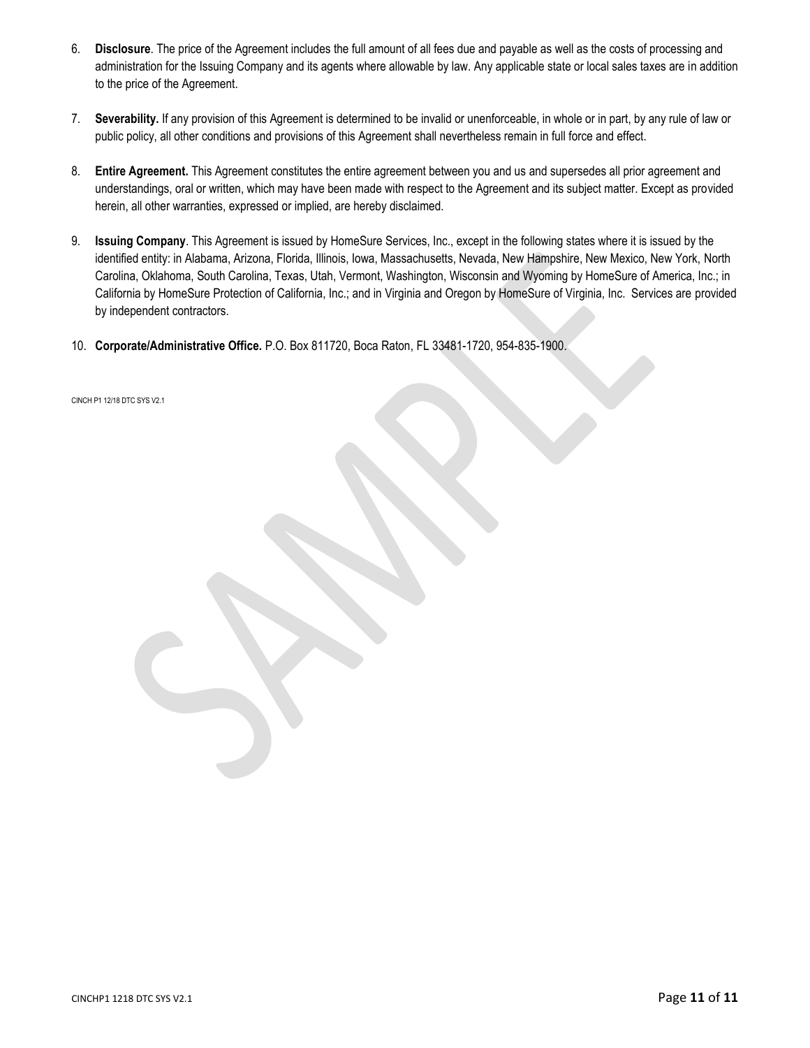6. **Disclosure**. The price of the Agreement includes the full amount of all fees due and payable as well as the costs of processing and administration for the Issuing Company and its agents where allowable by law. Any applicable state or local sales taxes are in addition to the price of the Agreement.

7. **Severability.** If any provision of this Agreement is determined to be invalid or unenforceable, in whole or in part, by any rule of law or public policy, all other conditions and provisions of this Agreement shall nevertheless remain in full force and effect.

8. **Entire Agreement.** This Agreement constitutes the entire agreement between you and us and supersedes all prior agreement and understandings, oral or written, which may have been made with respect to the Agreement and its subject matter. Except as provided herein, all other warranties, expressed or implied, are hereby disclaimed.

9. **Issuing Company**. This Agreement is issued by HomeSure Services, Inc., except in the following states where it is issued by the identified entity: in Alabama, Arizona, Florida, Illinois, Iowa, Massachusetts, Nevada, New Hampshire, New Mexico, New York, North Carolina, Oklahoma, South Carolina, Texas, Utah, Vermont, Washington, Wisconsin and Wyoming by HomeSure of America, Inc.; in California by HomeSure Protection of California, Inc.; and in Virginia and Oregon by HomeSure of Virginia, Inc. Services are provided by independent contractors.

10. **Corporate/Administrative Office.** P.O. Box 811720, Boca Raton, FL 33481-1720, 954-835-1900.

CINCH P1 12/18 DTC SYS V2.1